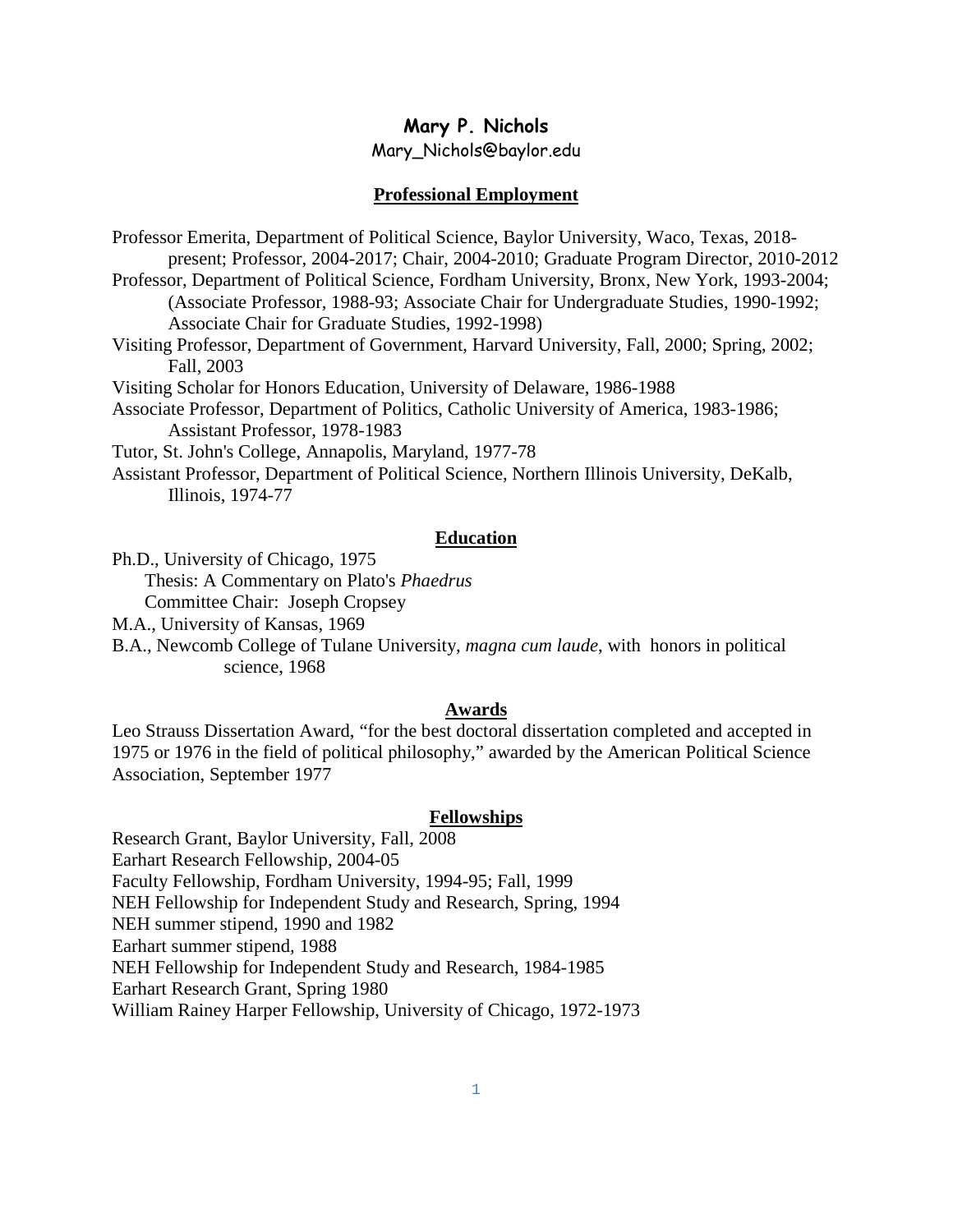# Mary P. Nichols

Mary_Nichols@baylor.edu

## Professional Employment

Professor Emerita, Department of Political Science, Baylor University, Waco, Texas, 2018-present; Professor, 2004-2017; Chair, 2004-2010; Graduate Program Director, 2010-2012

Professor, Department of Political Science, Fordham University, Bronx, New York, 1993-2004; (Associate Professor, 1988-93; Associate Chair for Undergraduate Studies, 1990-1992; Associate Chair for Graduate Studies, 1992-1998)

Visiting Professor, Department of Government, Harvard University, Fall, 2000; Spring, 2002; Fall, 2003

Visiting Scholar for Honors Education, University of Delaware, 1986-1988

Associate Professor, Department of Politics, Catholic University of America, 1983-1986; Assistant Professor, 1978-1983

Tutor, St. John's College, Annapolis, Maryland, 1977-78

Assistant Professor, Department of Political Science, Northern Illinois University, DeKalb, Illinois, 1974-77

## Education

Ph.D., University of Chicago, 1975
  Thesis: A Commentary on Plato's *Phaedrus*
  Committee Chair: Joseph Cropsey

M.A., University of Kansas, 1969

B.A., Newcomb College of Tulane University, *magna cum laude*, with honors in political science, 1968

## Awards

Leo Strauss Dissertation Award, "for the best doctoral dissertation completed and accepted in 1975 or 1976 in the field of political philosophy," awarded by the American Political Science Association, September 1977

## Fellowships

Research Grant, Baylor University, Fall, 2008

Earhart Research Fellowship, 2004-05

Faculty Fellowship, Fordham University, 1994-95; Fall, 1999

NEH Fellowship for Independent Study and Research, Spring, 1994

NEH summer stipend, 1990 and 1982

Earhart summer stipend, 1988

NEH Fellowship for Independent Study and Research, 1984-1985

Earhart Research Grant, Spring 1980

William Rainey Harper Fellowship, University of Chicago, 1972-1973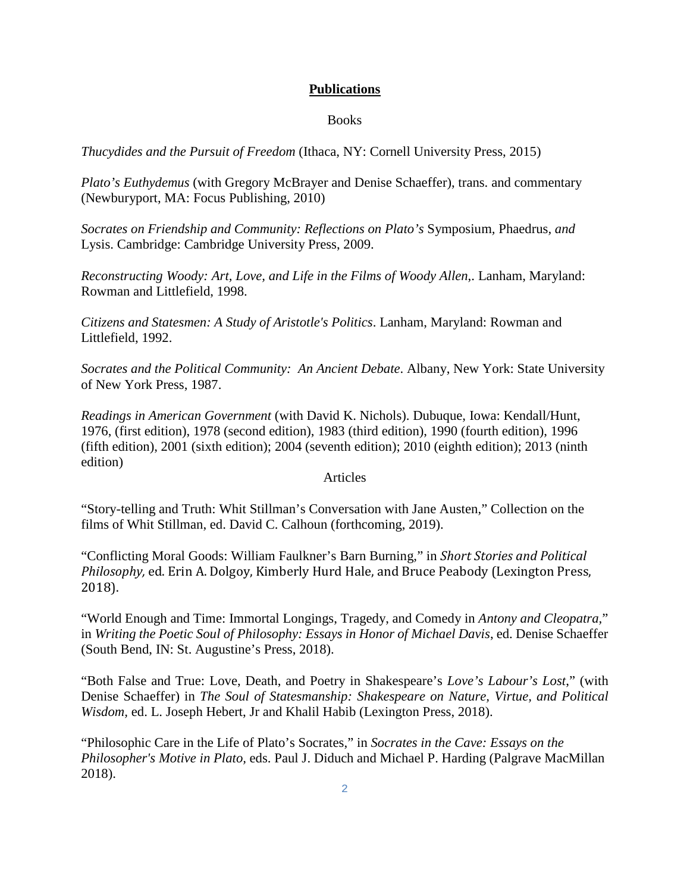## **Publications**

### Books

*Thucydides and the Pursuit of Freedom* (Ithaca, NY: Cornell University Press, 2015)

*Plato's Euthydemus* (with Gregory McBrayer and Denise Schaeffer), trans. and commentary (Newburyport, MA: Focus Publishing, 2010)

*Socrates on Friendship and Community: Reflections on Plato's* Symposium, Phaedrus, *and* Lysis. Cambridge: Cambridge University Press, 2009.

*Reconstructing Woody: Art, Love, and Life in the Films of Woody Allen*,. Lanham, Maryland: Rowman and Littlefield, 1998.

*Citizens and Statesmen: A Study of Aristotle's Politics*. Lanham, Maryland: Rowman and Littlefield, 1992.

*Socrates and the Political Community: An Ancient Debate*. Albany, New York: State University of New York Press, 1987.

*Readings in American Government* (with David K. Nichols). Dubuque, Iowa: Kendall/Hunt, 1976, (first edition), 1978 (second edition), 1983 (third edition), 1990 (fourth edition), 1996 (fifth edition), 2001 (sixth edition); 2004 (seventh edition); 2010 (eighth edition); 2013 (ninth edition)

### Articles

"Story-telling and Truth: Whit Stillman's Conversation with Jane Austen," Collection on the films of Whit Stillman, ed. David C. Calhoun (forthcoming, 2019).

"Conflicting Moral Goods: William Faulkner's Barn Burning," in *Short Stories and Political Philosophy,* ed. Erin A. Dolgoy, Kimberly Hurd Hale, and Bruce Peabody (Lexington Press, 2018).

"World Enough and Time: Immortal Longings, Tragedy, and Comedy in *Antony and Cleopatra*," in *Writing the Poetic Soul of Philosophy: Essays in Honor of Michael Davis*, ed. Denise Schaeffer (South Bend, IN: St. Augustine's Press, 2018).

"Both False and True: Love, Death, and Poetry in Shakespeare's *Love's Labour's Lost*," (with Denise Schaeffer) in *The Soul of Statesmanship: Shakespeare on Nature, Virtue, and Political Wisdom*, ed. L. Joseph Hebert, Jr and Khalil Habib (Lexington Press, 2018).

"Philosophic Care in the Life of Plato's Socrates," in *Socrates in the Cave: Essays on the Philosopher's Motive in Plato*, eds. Paul J. Diduch and Michael P. Harding (Palgrave MacMillan 2018).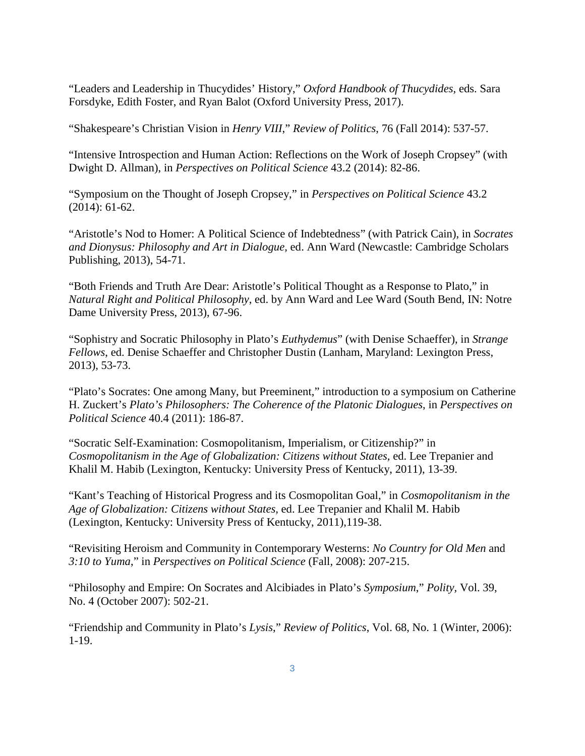“Leaders and Leadership in Thucydides’ History,” *Oxford Handbook of Thucydides*, eds. Sara Forsdyke, Edith Foster, and Ryan Balot (Oxford University Press, 2017).

“Shakespeare’s Christian Vision in *Henry VIII*,” *Review of Politics*, 76 (Fall 2014): 537-57.

“Intensive Introspection and Human Action: Reflections on the Work of Joseph Cropsey” (with Dwight D. Allman), in *Perspectives on Political Science* 43.2 (2014): 82-86.

“Symposium on the Thought of Joseph Cropsey,” in *Perspectives on Political Science* 43.2 (2014): 61-62.

“Aristotle’s Nod to Homer: A Political Science of Indebtedness” (with Patrick Cain), in *Socrates and Dionysus: Philosophy and Art in Dialogue,* ed. Ann Ward (Newcastle: Cambridge Scholars Publishing, 2013), 54-71.

“Both Friends and Truth Are Dear: Aristotle’s Political Thought as a Response to Plato,” in *Natural Right and Political Philosophy*, ed. by Ann Ward and Lee Ward (South Bend, IN: Notre Dame University Press, 2013), 67-96.

“Sophistry and Socratic Philosophy in Plato’s *Euthydemus*” (with Denise Schaeffer), in *Strange Fellows*, ed. Denise Schaeffer and Christopher Dustin (Lanham, Maryland: Lexington Press, 2013), 53-73.

“Plato’s Socrates: One among Many, but Preeminent,” introduction to a symposium on Catherine H. Zuckert’s *Plato’s Philosophers: The Coherence of the Platonic Dialogues*, in *Perspectives on Political Science* 40.4 (2011): 186-87.

“Socratic Self-Examination: Cosmopolitanism, Imperialism, or Citizenship?” in *Cosmopolitanism in the Age of Globalization: Citizens without States*, ed. Lee Trepanier and Khalil M. Habib (Lexington, Kentucky: University Press of Kentucky, 2011), 13-39.

“Kant’s Teaching of Historical Progress and its Cosmopolitan Goal,” in *Cosmopolitanism in the Age of Globalization: Citizens without States*, ed. Lee Trepanier and Khalil M. Habib (Lexington, Kentucky: University Press of Kentucky, 2011),119-38.

“Revisiting Heroism and Community in Contemporary Westerns: *No Country for Old Men* and *3:10 to Yuma*,” in *Perspectives on Political Science* (Fall, 2008): 207-215.

“Philosophy and Empire: On Socrates and Alcibiades in Plato’s *Symposium*,” *Polity*, Vol. 39, No. 4 (October 2007): 502-21.

“Friendship and Community in Plato’s *Lysis*,” *Review of Politics*, Vol. 68, No. 1 (Winter, 2006): 1-19.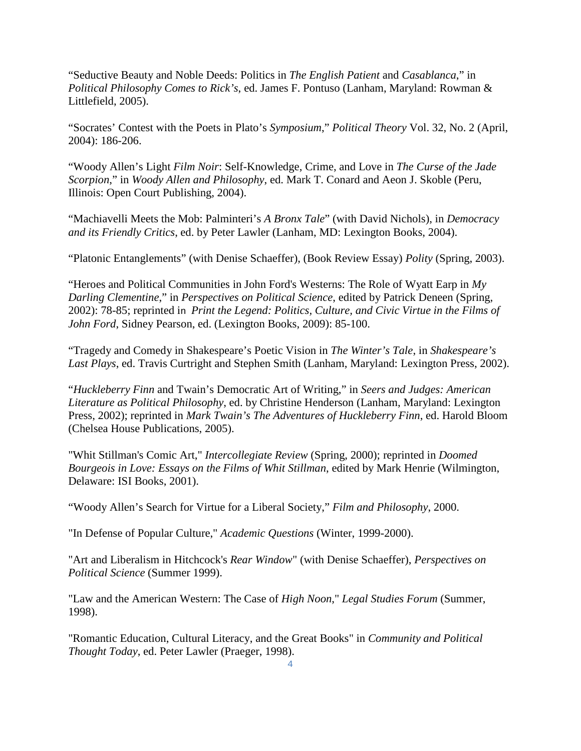“Seductive Beauty and Noble Deeds: Politics in *The English Patient* and *Casablanca*,” in *Political Philosophy Comes to Rick’s*, ed. James F. Pontuso (Lanham, Maryland: Rowman & Littlefield, 2005).

“Socrates’ Contest with the Poets in Plato’s *Symposium*,” *Political Theory* Vol. 32, No. 2 (April, 2004): 186-206.

“Woody Allen’s Light *Film Noir*: Self-Knowledge, Crime, and Love in *The Curse of the Jade Scorpion*,” in *Woody Allen and Philosophy*, ed. Mark T. Conard and Aeon J. Skoble (Peru, Illinois: Open Court Publishing, 2004).

“Machiavelli Meets the Mob: Palminteri’s *A Bronx Tale*” (with David Nichols), in *Democracy and its Friendly Critics*, ed. by Peter Lawler (Lanham, MD: Lexington Books, 2004).

“Platonic Entanglements” (with Denise Schaeffer), (Book Review Essay) *Polity* (Spring, 2003).

“Heroes and Political Communities in John Ford's Westerns: The Role of Wyatt Earp in *My Darling Clementine*,” in *Perspectives on Political Science*, edited by Patrick Deneen (Spring, 2002): 78-85; reprinted in *Print the Legend: Politics, Culture, and Civic Virtue in the Films of John Ford*, Sidney Pearson, ed. (Lexington Books, 2009): 85-100.

“Tragedy and Comedy in Shakespeare’s Poetic Vision in *The Winter’s Tale*, in *Shakespeare’s Last Plays*, ed. Travis Curtright and Stephen Smith (Lanham, Maryland: Lexington Press, 2002).

“*Huckleberry Finn* and Twain’s Democratic Art of Writing,” in *Seers and Judges: American Literature as Political Philosophy*, ed. by Christine Henderson (Lanham, Maryland: Lexington Press, 2002); reprinted in *Mark Twain’s The Adventures of Huckleberry Finn*, ed. Harold Bloom (Chelsea House Publications, 2005).

"Whit Stillman's Comic Art," *Intercollegiate Review* (Spring, 2000); reprinted in *Doomed Bourgeois in Love: Essays on the Films of Whit Stillman*, edited by Mark Henrie (Wilmington, Delaware: ISI Books, 2001).

“Woody Allen’s Search for Virtue for a Liberal Society,” *Film and Philosophy*, 2000.

"In Defense of Popular Culture," *Academic Questions* (Winter, 1999-2000).

"Art and Liberalism in Hitchcock's *Rear Window*" (with Denise Schaeffer), *Perspectives on Political Science* (Summer 1999).

"Law and the American Western: The Case of *High Noon*," *Legal Studies Forum* (Summer, 1998).

"Romantic Education, Cultural Literacy, and the Great Books" in *Community and Political Thought Today*, ed. Peter Lawler (Praeger, 1998).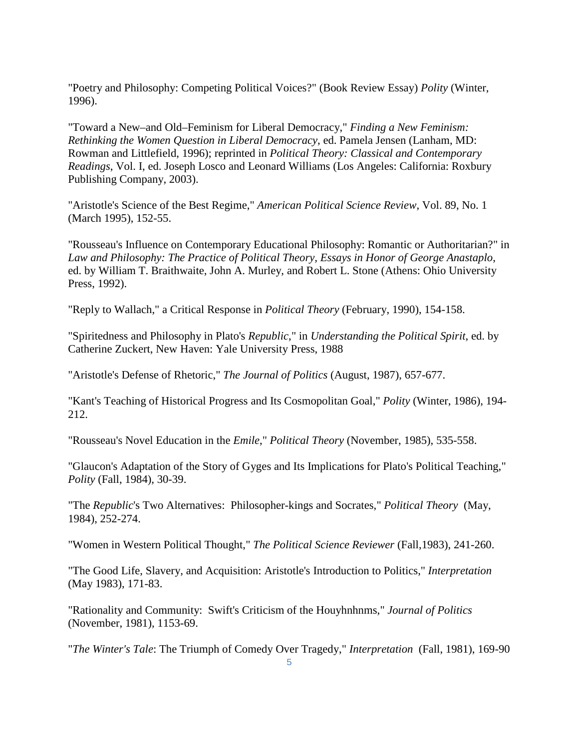"Poetry and Philosophy: Competing Political Voices?" (Book Review Essay) *Polity* (Winter, 1996).

"Toward a New–and Old–Feminism for Liberal Democracy," *Finding a New Feminism: Rethinking the Women Question in Liberal Democracy*, ed. Pamela Jensen (Lanham, MD: Rowman and Littlefield, 1996); reprinted in *Political Theory: Classical and Contemporary Readings*, Vol. I, ed. Joseph Losco and Leonard Williams (Los Angeles: California: Roxbury Publishing Company, 2003).

"Aristotle's Science of the Best Regime," *American Political Science Review*, Vol. 89, No. 1 (March 1995), 152-55.

"Rousseau's Influence on Contemporary Educational Philosophy: Romantic or Authoritarian?" in *Law and Philosophy: The Practice of Political Theory, Essays in Honor of George Anastaplo*, ed. by William T. Braithwaite, John A. Murley, and Robert L. Stone (Athens: Ohio University Press, 1992).

"Reply to Wallach," a Critical Response in *Political Theory* (February, 1990), 154-158.

"Spiritedness and Philosophy in Plato's *Republic*," in *Understanding the Political Spirit*, ed. by Catherine Zuckert, New Haven: Yale University Press, 1988

"Aristotle's Defense of Rhetoric," *The Journal of Politics* (August, 1987), 657-677.

"Kant's Teaching of Historical Progress and Its Cosmopolitan Goal," *Polity* (Winter, 1986), 194-212.

"Rousseau's Novel Education in the *Emile*," *Political Theory* (November, 1985), 535-558.

"Glaucon's Adaptation of the Story of Gyges and Its Implications for Plato's Political Teaching," *Polity* (Fall, 1984), 30-39.

"The *Republic*'s Two Alternatives: Philosopher-kings and Socrates," *Political Theory* (May, 1984), 252-274.

"Women in Western Political Thought," *The Political Science Reviewer* (Fall,1983), 241-260.

"The Good Life, Slavery, and Acquisition: Aristotle's Introduction to Politics," *Interpretation* (May 1983), 171-83.

"Rationality and Community: Swift's Criticism of the Houyhnhnms," *Journal of Politics* (November, 1981), 1153-69.

"*The Winter's Tale*: The Triumph of Comedy Over Tragedy," *Interpretation* (Fall, 1981), 169-90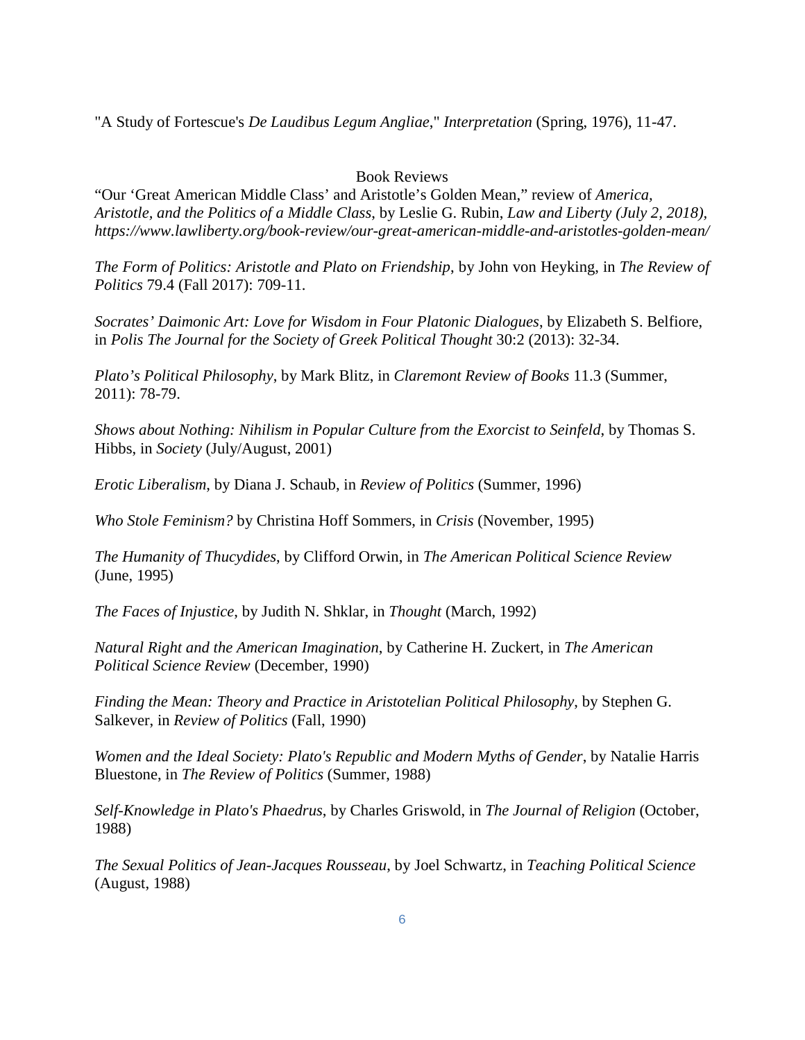"A Study of Fortescue's *De Laudibus Legum Angliae*," *Interpretation* (Spring, 1976), 11-47.

## Book Reviews

"Our 'Great American Middle Class' and Aristotle's Golden Mean," review of *America, Aristotle, and the Politics of a Middle Class*, by Leslie G. Rubin, *Law and Liberty (July 2, 2018), https://www.lawliberty.org/book-review/our-great-american-middle-and-aristotles-golden-mean/*

*The Form of Politics: Aristotle and Plato on Friendship*, by John von Heyking, in *The Review of Politics* 79.4 (Fall 2017): 709-11.

*Socrates' Daimonic Art: Love for Wisdom in Four Platonic Dialogues*, by Elizabeth S. Belfiore, in *Polis The Journal for the Society of Greek Political Thought* 30:2 (2013): 32-34.

*Plato's Political Philosophy*, by Mark Blitz, in *Claremont Review of Books* 11.3 (Summer, 2011): 78-79.

*Shows about Nothing: Nihilism in Popular Culture from the Exorcist to Seinfeld*, by Thomas S. Hibbs, in *Society* (July/August, 2001)

*Erotic Liberalism*, by Diana J. Schaub, in *Review of Politics* (Summer, 1996)

*Who Stole Feminism?* by Christina Hoff Sommers, in *Crisis* (November, 1995)

*The Humanity of Thucydides*, by Clifford Orwin, in *The American Political Science Review* (June, 1995)

*The Faces of Injustice*, by Judith N. Shklar, in *Thought* (March, 1992)

*Natural Right and the American Imagination*, by Catherine H. Zuckert, in *The American Political Science Review* (December, 1990)

*Finding the Mean: Theory and Practice in Aristotelian Political Philosophy*, by Stephen G. Salkever, in *Review of Politics* (Fall, 1990)

*Women and the Ideal Society: Plato's Republic and Modern Myths of Gender*, by Natalie Harris Bluestone, in *The Review of Politics* (Summer, 1988)

*Self-Knowledge in Plato's Phaedrus*, by Charles Griswold, in *The Journal of Religion* (October, 1988)

*The Sexual Politics of Jean-Jacques Rousseau*, by Joel Schwartz, in *Teaching Political Science* (August, 1988)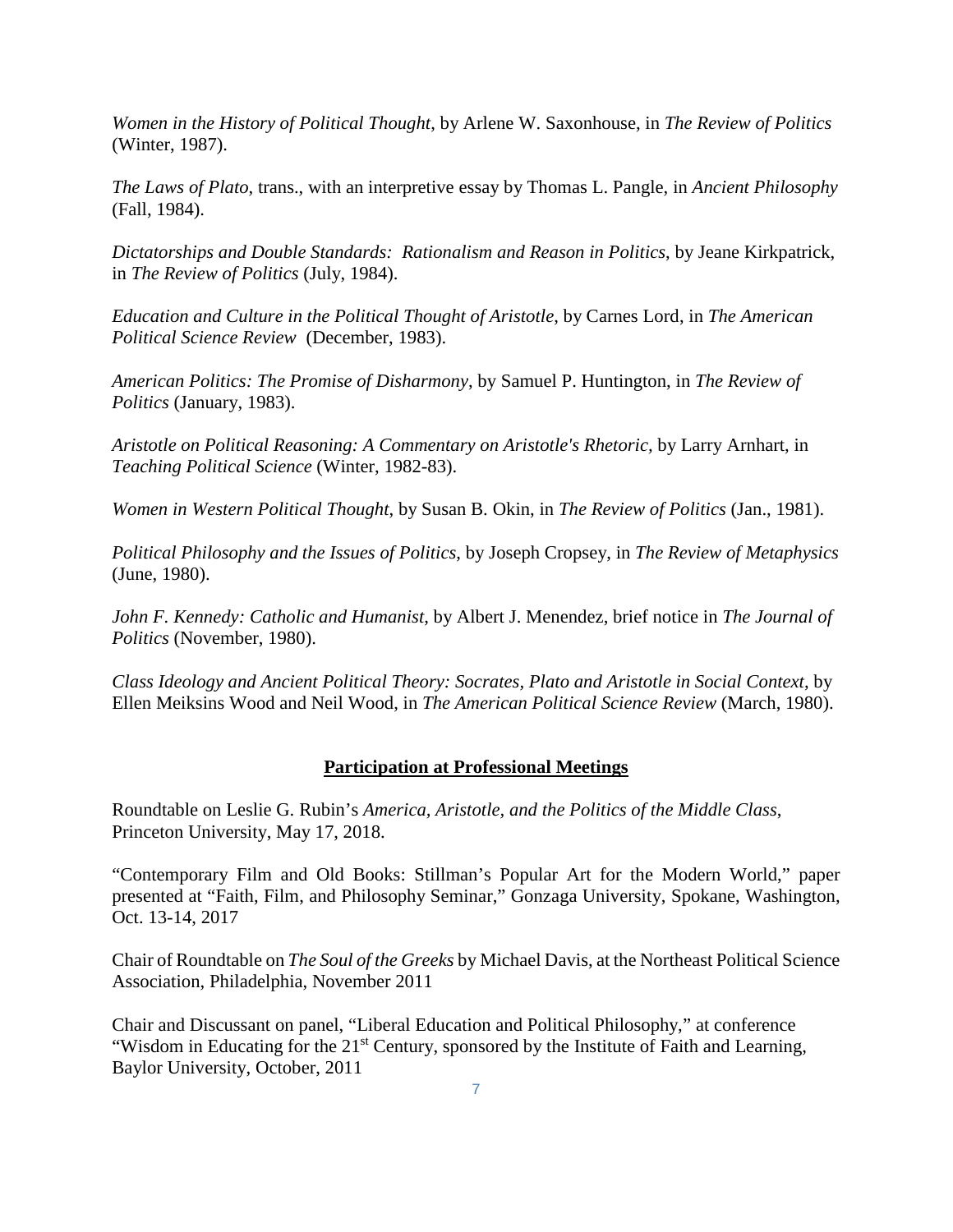*Women in the History of Political Thought*, by Arlene W. Saxonhouse, in *The Review of Politics* (Winter, 1987).

*The Laws of Plato*, trans., with an interpretive essay by Thomas L. Pangle, in *Ancient Philosophy* (Fall, 1984).

*Dictatorships and Double Standards: Rationalism and Reason in Politics*, by Jeane Kirkpatrick, in *The Review of Politics* (July, 1984).

*Education and Culture in the Political Thought of Aristotle*, by Carnes Lord, in *The American Political Science Review* (December, 1983).

*American Politics: The Promise of Disharmony*, by Samuel P. Huntington, in *The Review of Politics* (January, 1983).

*Aristotle on Political Reasoning: A Commentary on Aristotle's Rhetoric,* by Larry Arnhart, in *Teaching Political Science* (Winter, 1982-83).

*Women in Western Political Thought*, by Susan B. Okin, in *The Review of Politics* (Jan., 1981).

*Political Philosophy and the Issues of Politics*, by Joseph Cropsey, in *The Review of Metaphysics* (June, 1980).

*John F. Kennedy: Catholic and Humanist,* by Albert J. Menendez, brief notice in *The Journal of Politics* (November, 1980).

*Class Ideology and Ancient Political Theory: Socrates, Plato and Aristotle in Social Context*, by Ellen Meiksins Wood and Neil Wood, in *The American Political Science Review* (March, 1980).

## Participation at Professional Meetings

Roundtable on Leslie G. Rubin's *America, Aristotle, and the Politics of the Middle Class*, Princeton University, May 17, 2018.

"Contemporary Film and Old Books: Stillman's Popular Art for the Modern World," paper presented at "Faith, Film, and Philosophy Seminar," Gonzaga University, Spokane, Washington, Oct. 13-14, 2017

Chair of Roundtable on *The Soul of the Greeks* by Michael Davis, at the Northeast Political Science Association, Philadelphia, November 2011

Chair and Discussant on panel, "Liberal Education and Political Philosophy," at conference "Wisdom in Educating for the 21st Century, sponsored by the Institute of Faith and Learning, Baylor University, October, 2011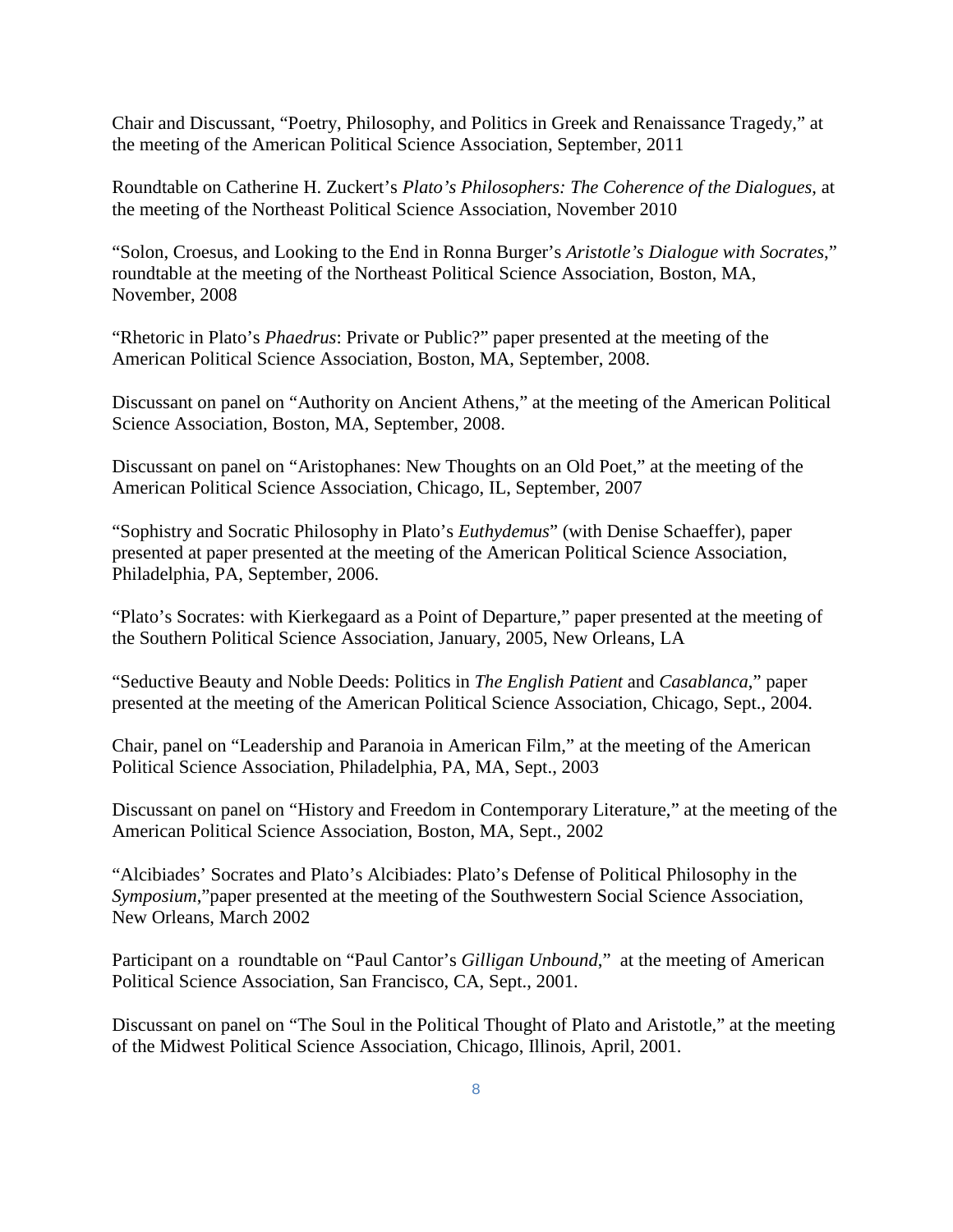Chair and Discussant, “Poetry, Philosophy, and Politics in Greek and Renaissance Tragedy,” at the meeting of the American Political Science Association, September, 2011

Roundtable on Catherine H. Zuckert’s *Plato’s Philosophers: The Coherence of the Dialogues*, at the meeting of the Northeast Political Science Association, November 2010

“Solon, Croesus, and Looking to the End in Ronna Burger’s *Aristotle’s Dialogue with Socrates*,” roundtable at the meeting of the Northeast Political Science Association, Boston, MA, November, 2008

“Rhetoric in Plato’s *Phaedrus*: Private or Public?” paper presented at the meeting of the American Political Science Association, Boston, MA, September, 2008.

Discussant on panel on “Authority on Ancient Athens,” at the meeting of the American Political Science Association, Boston, MA, September, 2008.

Discussant on panel on “Aristophanes: New Thoughts on an Old Poet,” at the meeting of the American Political Science Association, Chicago, IL, September, 2007

“Sophistry and Socratic Philosophy in Plato’s *Euthydemus*” (with Denise Schaeffer), paper presented at paper presented at the meeting of the American Political Science Association, Philadelphia, PA, September, 2006.

“Plato’s Socrates: with Kierkegaard as a Point of Departure,” paper presented at the meeting of the Southern Political Science Association, January, 2005, New Orleans, LA

“Seductive Beauty and Noble Deeds: Politics in *The English Patient* and *Casablanca*,” paper presented at the meeting of the American Political Science Association, Chicago, Sept., 2004.

Chair, panel on “Leadership and Paranoia in American Film,” at the meeting of the American Political Science Association, Philadelphia, PA, MA, Sept., 2003

Discussant on panel on “History and Freedom in Contemporary Literature,” at the meeting of the American Political Science Association, Boston, MA, Sept., 2002

“Alcibiades’ Socrates and Plato’s Alcibiades: Plato’s Defense of Political Philosophy in the *Symposium*,”paper presented at the meeting of the Southwestern Social Science Association, New Orleans, March 2002

Participant on a roundtable on “Paul Cantor’s *Gilligan Unbound*,” at the meeting of American Political Science Association, San Francisco, CA, Sept., 2001.

Discussant on panel on “The Soul in the Political Thought of Plato and Aristotle,” at the meeting of the Midwest Political Science Association, Chicago, Illinois, April, 2001.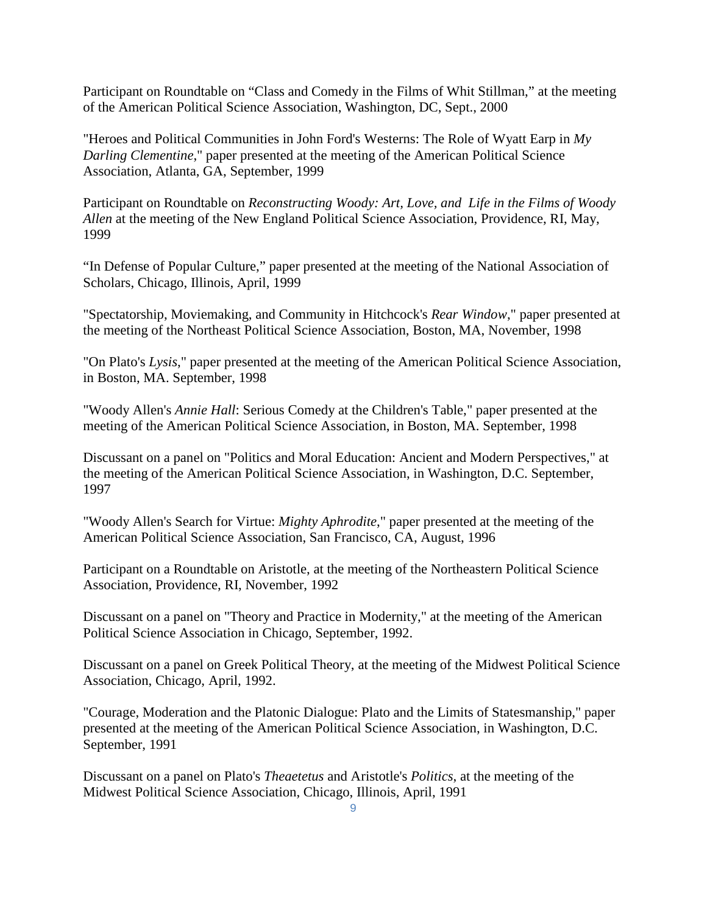Participant on Roundtable on “Class and Comedy in the Films of Whit Stillman,” at the meeting of the American Political Science Association, Washington, DC, Sept., 2000

"Heroes and Political Communities in John Ford's Westerns: The Role of Wyatt Earp in *My Darling Clementine*," paper presented at the meeting of the American Political Science Association, Atlanta, GA, September, 1999

Participant on Roundtable on *Reconstructing Woody: Art, Love, and Life in the Films of Woody Allen* at the meeting of the New England Political Science Association, Providence, RI, May, 1999

“In Defense of Popular Culture,” paper presented at the meeting of the National Association of Scholars, Chicago, Illinois, April, 1999

"Spectatorship, Moviemaking, and Community in Hitchcock's *Rear Window*," paper presented at the meeting of the Northeast Political Science Association, Boston, MA, November, 1998

"On Plato's *Lysis*," paper presented at the meeting of the American Political Science Association, in Boston, MA. September, 1998

"Woody Allen's *Annie Hall*: Serious Comedy at the Children's Table," paper presented at the meeting of the American Political Science Association, in Boston, MA. September, 1998

Discussant on a panel on "Politics and Moral Education: Ancient and Modern Perspectives," at the meeting of the American Political Science Association, in Washington, D.C. September, 1997

"Woody Allen's Search for Virtue: *Mighty Aphrodite*," paper presented at the meeting of the American Political Science Association, San Francisco, CA, August, 1996

Participant on a Roundtable on Aristotle, at the meeting of the Northeastern Political Science Association, Providence, RI, November, 1992

Discussant on a panel on "Theory and Practice in Modernity," at the meeting of the American Political Science Association in Chicago, September, 1992.

Discussant on a panel on Greek Political Theory, at the meeting of the Midwest Political Science Association, Chicago, April, 1992.

"Courage, Moderation and the Platonic Dialogue: Plato and the Limits of Statesmanship," paper presented at the meeting of the American Political Science Association, in Washington, D.C. September, 1991

Discussant on a panel on Plato's *Theaetetus* and Aristotle's *Politics*, at the meeting of the Midwest Political Science Association, Chicago, Illinois, April, 1991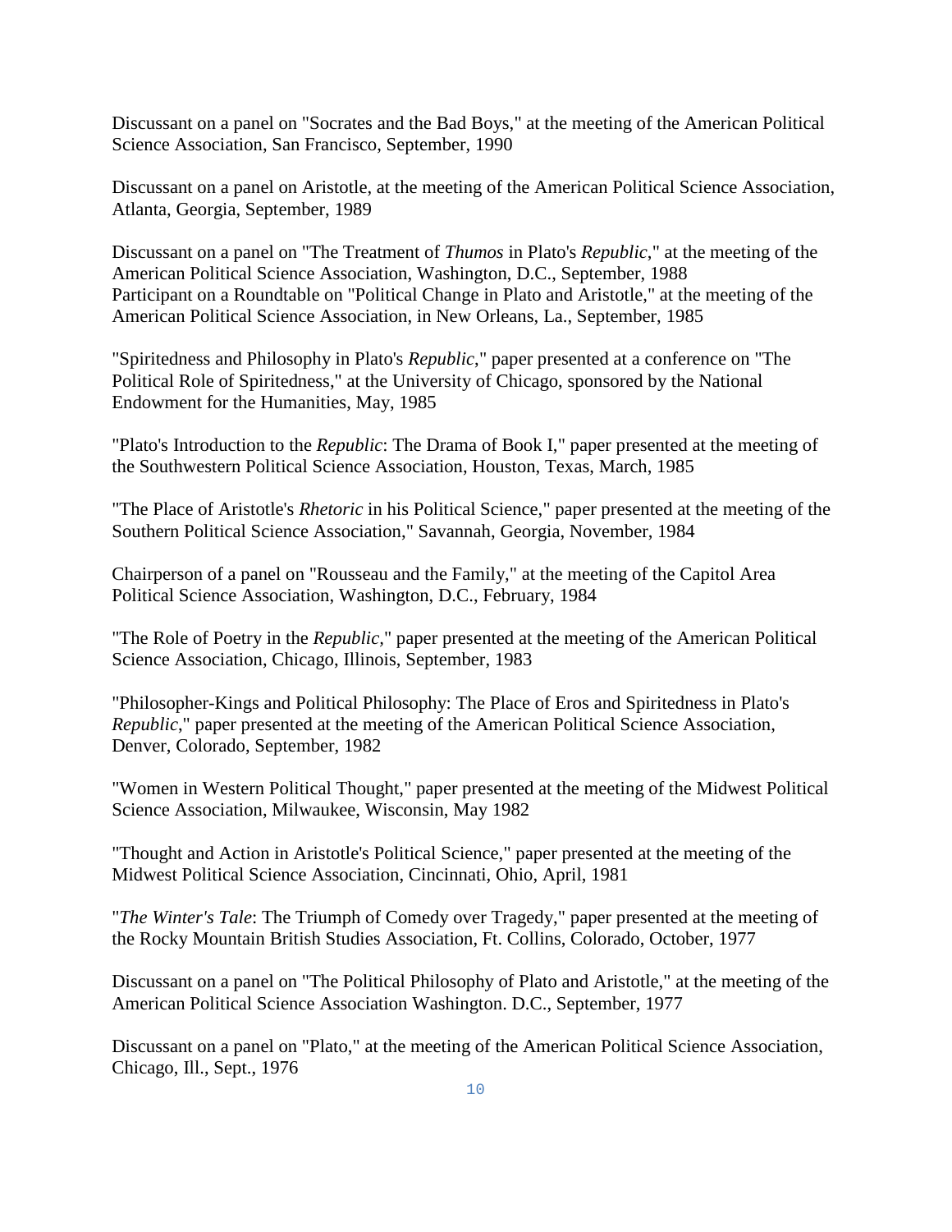Discussant on a panel on "Socrates and the Bad Boys," at the meeting of the American Political Science Association, San Francisco, September, 1990

Discussant on a panel on Aristotle, at the meeting of the American Political Science Association, Atlanta, Georgia, September, 1989

Discussant on a panel on "The Treatment of *Thumos* in Plato's *Republic*," at the meeting of the American Political Science Association, Washington, D.C., September, 1988
Participant on a Roundtable on "Political Change in Plato and Aristotle," at the meeting of the American Political Science Association, in New Orleans, La., September, 1985

"Spiritedness and Philosophy in Plato's *Republic*," paper presented at a conference on "The Political Role of Spiritedness," at the University of Chicago, sponsored by the National Endowment for the Humanities, May, 1985

"Plato's Introduction to the *Republic*: The Drama of Book I," paper presented at the meeting of the Southwestern Political Science Association, Houston, Texas, March, 1985

"The Place of Aristotle's *Rhetoric* in his Political Science," paper presented at the meeting of the Southern Political Science Association," Savannah, Georgia, November, 1984

Chairperson of a panel on "Rousseau and the Family," at the meeting of the Capitol Area Political Science Association, Washington, D.C., February, 1984

"The Role of Poetry in the *Republic*," paper presented at the meeting of the American Political Science Association, Chicago, Illinois, September, 1983

"Philosopher-Kings and Political Philosophy: The Place of Eros and Spiritedness in Plato's *Republic*," paper presented at the meeting of the American Political Science Association, Denver, Colorado, September, 1982

"Women in Western Political Thought," paper presented at the meeting of the Midwest Political Science Association, Milwaukee, Wisconsin, May 1982

"Thought and Action in Aristotle's Political Science," paper presented at the meeting of the Midwest Political Science Association, Cincinnati, Ohio, April, 1981

"*The Winter's Tale*: The Triumph of Comedy over Tragedy," paper presented at the meeting of the Rocky Mountain British Studies Association, Ft. Collins, Colorado, October, 1977

Discussant on a panel on "The Political Philosophy of Plato and Aristotle," at the meeting of the American Political Science Association Washington. D.C., September, 1977

Discussant on a panel on "Plato," at the meeting of the American Political Science Association, Chicago, Ill., Sept., 1976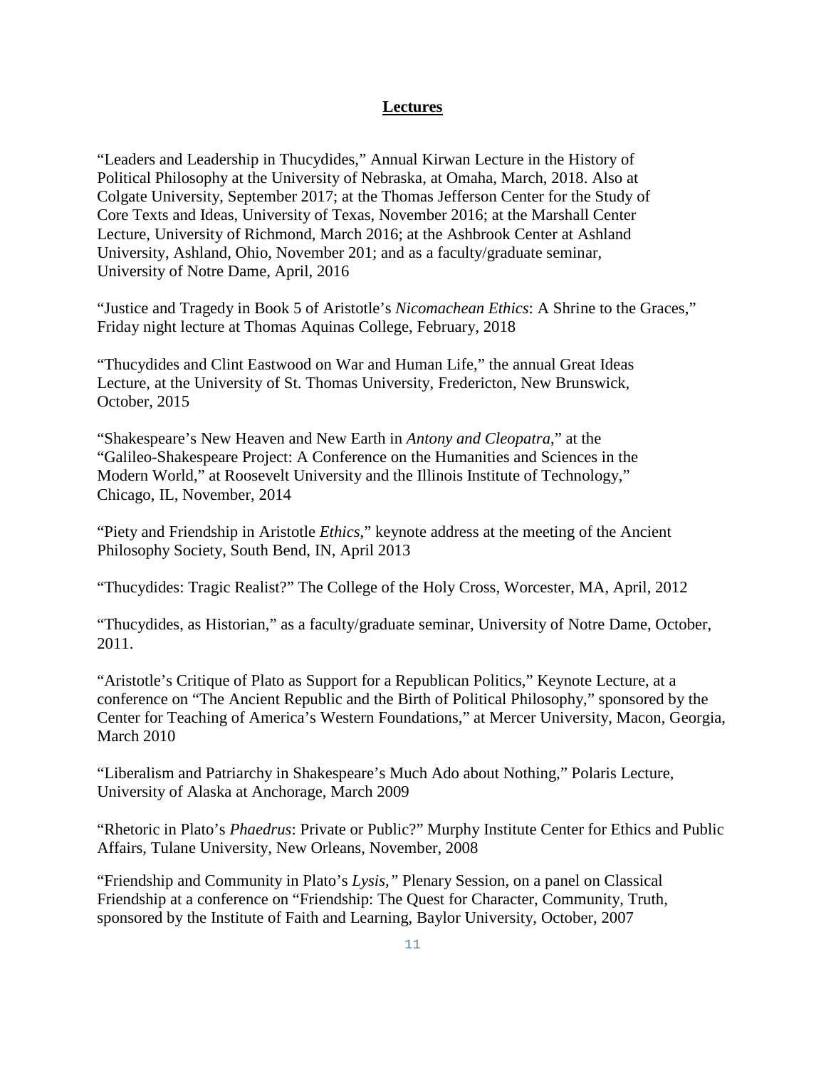## Lectures

"Leaders and Leadership in Thucydides," Annual Kirwan Lecture in the History of Political Philosophy at the University of Nebraska, at Omaha, March, 2018. Also at Colgate University, September 2017; at the Thomas Jefferson Center for the Study of Core Texts and Ideas, University of Texas, November 2016; at the Marshall Center Lecture, University of Richmond, March 2016; at the Ashbrook Center at Ashland University, Ashland, Ohio, November 201; and as a faculty/graduate seminar, University of Notre Dame, April, 2016

"Justice and Tragedy in Book 5 of Aristotle's *Nicomachean Ethics*: A Shrine to the Graces," Friday night lecture at Thomas Aquinas College, February, 2018

"Thucydides and Clint Eastwood on War and Human Life," the annual Great Ideas Lecture, at the University of St. Thomas University, Fredericton, New Brunswick, October, 2015

"Shakespeare's New Heaven and New Earth in *Antony and Cleopatra*," at the "Galileo-Shakespeare Project: A Conference on the Humanities and Sciences in the Modern World," at Roosevelt University and the Illinois Institute of Technology," Chicago, IL, November, 2014

"Piety and Friendship in Aristotle *Ethics*," keynote address at the meeting of the Ancient Philosophy Society, South Bend, IN, April 2013

"Thucydides: Tragic Realist?" The College of the Holy Cross, Worcester, MA, April, 2012

"Thucydides, as Historian," as a faculty/graduate seminar, University of Notre Dame, October, 2011.

"Aristotle's Critique of Plato as Support for a Republican Politics," Keynote Lecture, at a conference on "The Ancient Republic and the Birth of Political Philosophy," sponsored by the Center for Teaching of America's Western Foundations," at Mercer University, Macon, Georgia, March 2010

"Liberalism and Patriarchy in Shakespeare's Much Ado about Nothing," Polaris Lecture, University of Alaska at Anchorage, March 2009

"Rhetoric in Plato's *Phaedrus*: Private or Public?" Murphy Institute Center for Ethics and Public Affairs, Tulane University, New Orleans, November, 2008

"Friendship and Community in Plato's *Lysis,"* Plenary Session, on a panel on Classical Friendship at a conference on "Friendship: The Quest for Character, Community, Truth, sponsored by the Institute of Faith and Learning, Baylor University, October, 2007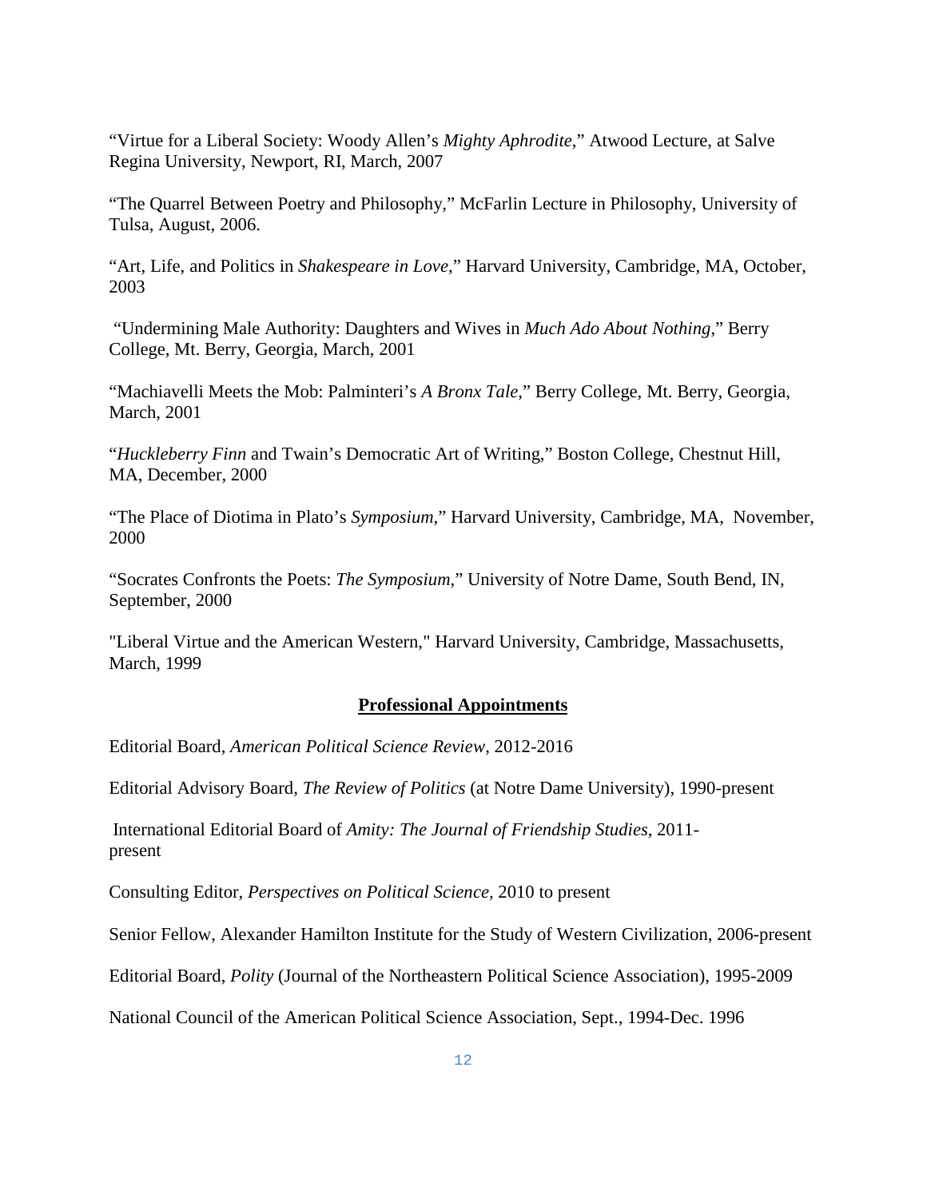"Virtue for a Liberal Society: Woody Allen's *Mighty Aphrodite*," Atwood Lecture, at Salve Regina University, Newport, RI, March, 2007

"The Quarrel Between Poetry and Philosophy," McFarlin Lecture in Philosophy, University of Tulsa, August, 2006.

"Art, Life, and Politics in *Shakespeare in Love*," Harvard University, Cambridge, MA, October, 2003

"Undermining Male Authority: Daughters and Wives in *Much Ado About Nothing*," Berry College, Mt. Berry, Georgia, March, 2001

"Machiavelli Meets the Mob: Palminteri's *A Bronx Tale*," Berry College, Mt. Berry, Georgia, March, 2001

"*Huckleberry Finn* and Twain's Democratic Art of Writing," Boston College, Chestnut Hill, MA, December, 2000

"The Place of Diotima in Plato's *Symposium*," Harvard University, Cambridge, MA, November, 2000

"Socrates Confronts the Poets: *The Symposium*," University of Notre Dame, South Bend, IN, September, 2000

"Liberal Virtue and the American Western," Harvard University, Cambridge, Massachusetts, March, 1999

## Professional Appointments

Editorial Board, *American Political Science Review*, 2012-2016

Editorial Advisory Board, *The Review of Politics* (at Notre Dame University), 1990-present

International Editorial Board of *Amity: The Journal of Friendship Studies*, 2011-present

Consulting Editor, *Perspectives on Political Science,* 2010 to present

Senior Fellow, Alexander Hamilton Institute for the Study of Western Civilization, 2006-present

Editorial Board, *Polity* (Journal of the Northeastern Political Science Association), 1995-2009

National Council of the American Political Science Association, Sept., 1994-Dec. 1996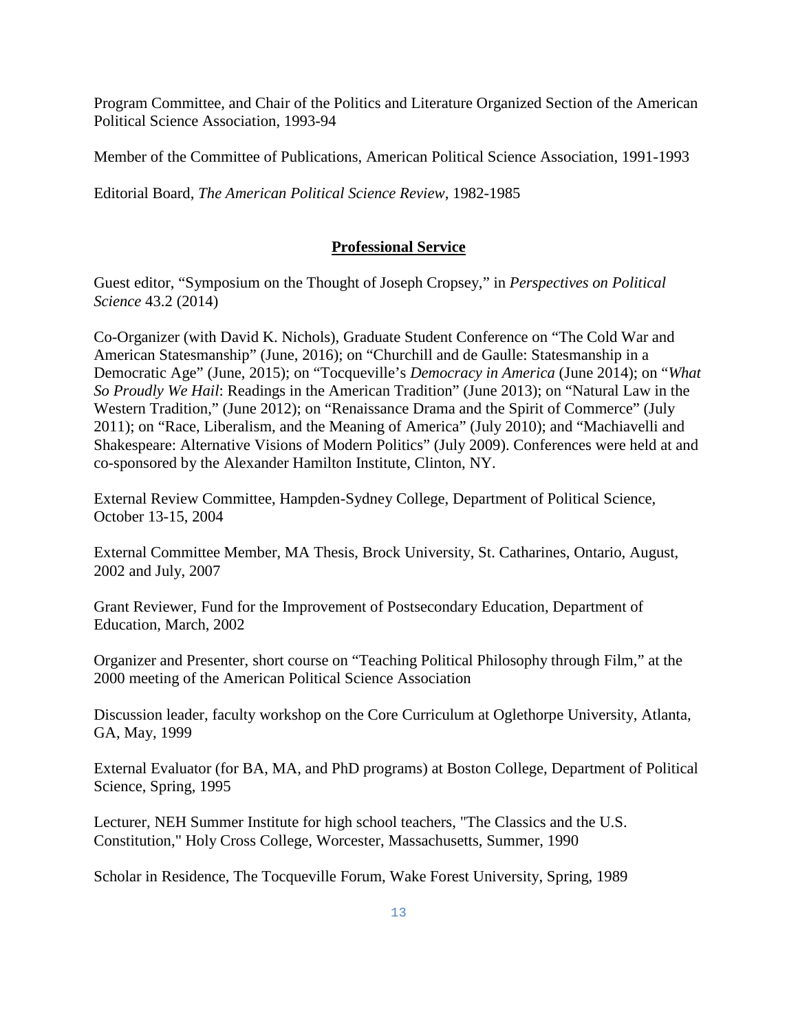Program Committee, and Chair of the Politics and Literature Organized Section of the American Political Science Association, 1993-94

Member of the Committee of Publications, American Political Science Association, 1991-1993

Editorial Board, *The American Political Science Review*, 1982-1985

## **Professional Service**

Guest editor, "Symposium on the Thought of Joseph Cropsey," in *Perspectives on Political Science* 43.2 (2014)

Co-Organizer (with David K. Nichols), Graduate Student Conference on "The Cold War and American Statesmanship" (June, 2016); on "Churchill and de Gaulle: Statesmanship in a Democratic Age" (June, 2015); on "Tocqueville's *Democracy in America* (June 2014); on "*What So Proudly We Hail*: Readings in the American Tradition" (June 2013); on "Natural Law in the Western Tradition," (June 2012); on "Renaissance Drama and the Spirit of Commerce" (July 2011); on "Race, Liberalism, and the Meaning of America" (July 2010); and "Machiavelli and Shakespeare: Alternative Visions of Modern Politics" (July 2009). Conferences were held at and co-sponsored by the Alexander Hamilton Institute, Clinton, NY.

External Review Committee, Hampden-Sydney College, Department of Political Science, October 13-15, 2004

External Committee Member, MA Thesis, Brock University, St. Catharines, Ontario, August, 2002 and July, 2007

Grant Reviewer, Fund for the Improvement of Postsecondary Education, Department of Education, March, 2002

Organizer and Presenter, short course on "Teaching Political Philosophy through Film," at the 2000 meeting of the American Political Science Association

Discussion leader, faculty workshop on the Core Curriculum at Oglethorpe University, Atlanta, GA, May, 1999

External Evaluator (for BA, MA, and PhD programs) at Boston College, Department of Political Science, Spring, 1995

Lecturer, NEH Summer Institute for high school teachers, "The Classics and the U.S. Constitution," Holy Cross College, Worcester, Massachusetts, Summer, 1990

Scholar in Residence, The Tocqueville Forum, Wake Forest University, Spring, 1989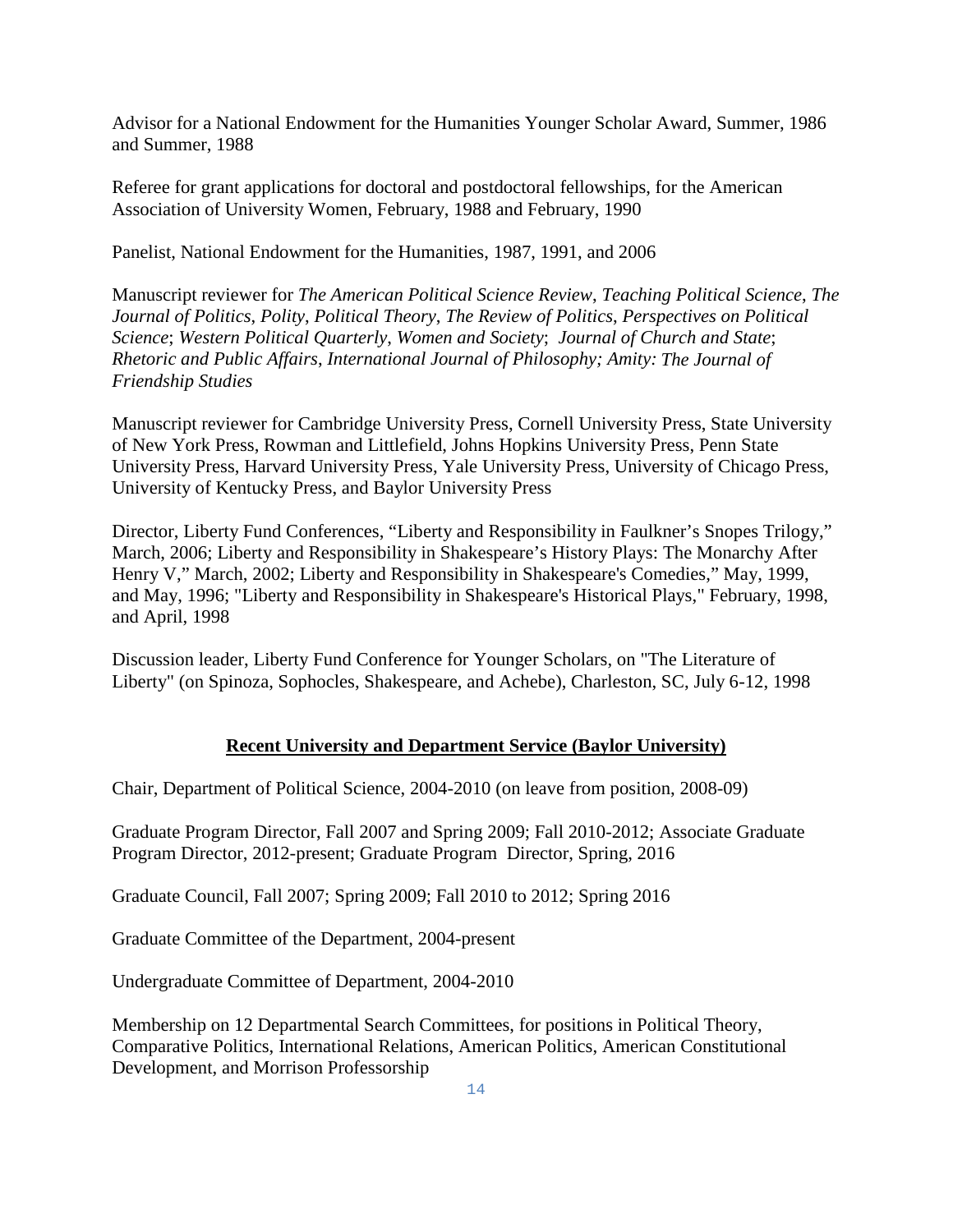Advisor for a National Endowment for the Humanities Younger Scholar Award, Summer, 1986 and Summer, 1988

Referee for grant applications for doctoral and postdoctoral fellowships, for the American Association of University Women, February, 1988 and February, 1990

Panelist, National Endowment for the Humanities, 1987, 1991, and 2006

Manuscript reviewer for *The American Political Science Review*, *Teaching Political Science*, *The Journal of Politics*, *Polity*, *Political Theory*, *The Review of Politics*, *Perspectives on Political Science*; *Western Political Quarterly*, *Women and Society*; *Journal of Church and State*; *Rhetoric and Public Affairs*, *International Journal of Philosophy; Amity: The Journal of Friendship Studies*

Manuscript reviewer for Cambridge University Press, Cornell University Press, State University of New York Press, Rowman and Littlefield, Johns Hopkins University Press, Penn State University Press, Harvard University Press, Yale University Press, University of Chicago Press, University of Kentucky Press, and Baylor University Press

Director, Liberty Fund Conferences, "Liberty and Responsibility in Faulkner's Snopes Trilogy," March, 2006; Liberty and Responsibility in Shakespeare's History Plays: The Monarchy After Henry V," March, 2002; Liberty and Responsibility in Shakespeare's Comedies," May, 1999, and May, 1996; "Liberty and Responsibility in Shakespeare's Historical Plays," February, 1998, and April, 1998

Discussion leader, Liberty Fund Conference for Younger Scholars, on "The Literature of Liberty" (on Spinoza, Sophocles, Shakespeare, and Achebe), Charleston, SC, July 6-12, 1998

## Recent University and Department Service (Baylor University)

Chair, Department of Political Science, 2004-2010 (on leave from position, 2008-09)

Graduate Program Director, Fall 2007 and Spring 2009; Fall 2010-2012; Associate Graduate Program Director, 2012-present; Graduate Program Director, Spring, 2016

Graduate Council, Fall 2007; Spring 2009; Fall 2010 to 2012; Spring 2016

Graduate Committee of the Department, 2004-present

Undergraduate Committee of Department, 2004-2010

Membership on 12 Departmental Search Committees, for positions in Political Theory, Comparative Politics, International Relations, American Politics, American Constitutional Development, and Morrison Professorship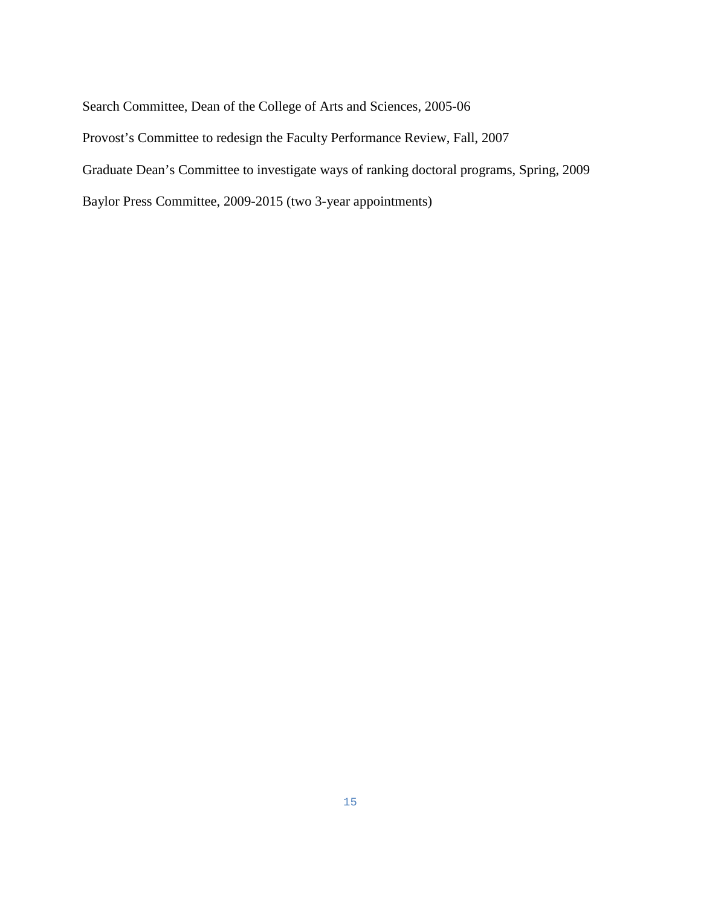Search Committee, Dean of the College of Arts and Sciences, 2005-06

Provost's Committee to redesign the Faculty Performance Review, Fall, 2007

Graduate Dean's Committee to investigate ways of ranking doctoral programs, Spring, 2009

Baylor Press Committee, 2009-2015 (two 3-year appointments)